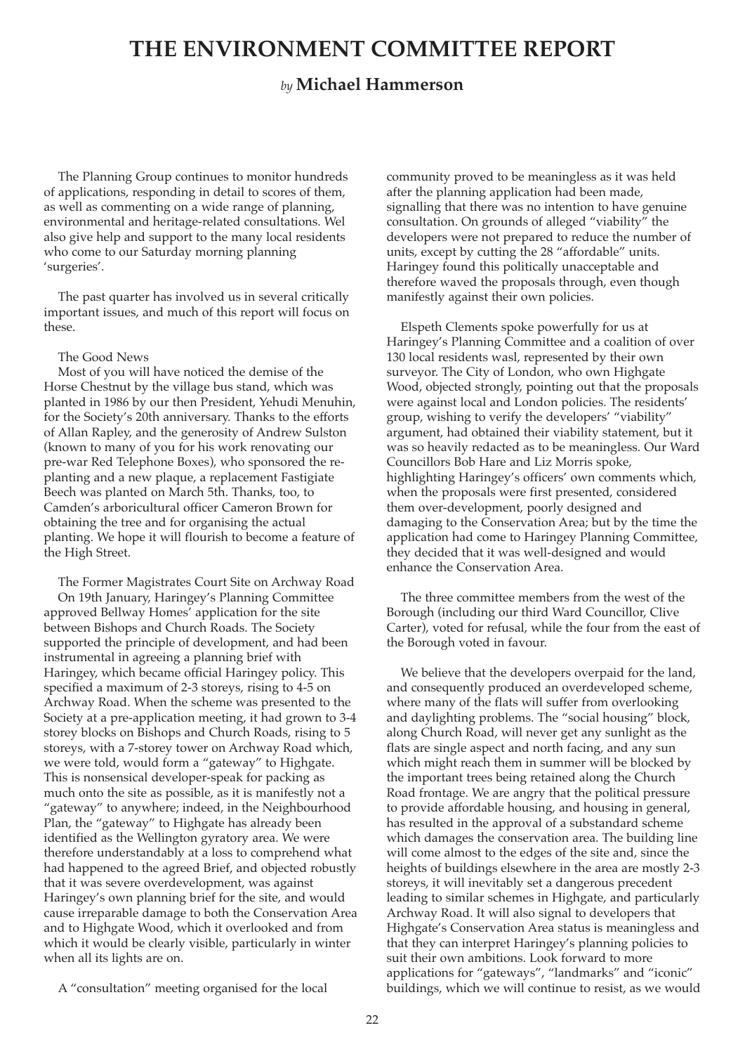# THE ENVIRONMENT COMMITTEE REPORT

*by* **Michael Hammerson**

The Planning Group continues to monitor hundreds of applications, responding in detail to scores of them, as well as commenting on a wide range of planning, environmental and heritage-related consultations. Wel also give help and support to the many local residents who come to our Saturday morning planning 'surgeries'.

The past quarter has involved us in several critically important issues, and much of this report will focus on these.

### The Good News

Most of you will have noticed the demise of the Horse Chestnut by the village bus stand, which was planted in 1986 by our then President, Yehudi Menuhin, for the Society's 20th anniversary. Thanks to the efforts of Allan Rapley, and the generosity of Andrew Sulston (known to many of you for his work renovating our pre-war Red Telephone Boxes), who sponsored the re-planting and a new plaque, a replacement Fastigiate Beech was planted on March 5th. Thanks, too, to Camden's arboricultural officer Cameron Brown for obtaining the tree and for organising the actual planting. We hope it will flourish to become a feature of the High Street.

### The Former Magistrates Court Site on Archway Road

On 19th January, Haringey's Planning Committee approved Bellway Homes' application for the site between Bishops and Church Roads. The Society supported the principle of development, and had been instrumental in agreeing a planning brief with Haringey, which became official Haringey policy. This specified a maximum of 2-3 storeys, rising to 4-5 on Archway Road. When the scheme was presented to the Society at a pre-application meeting, it had grown to 3-4 storey blocks on Bishops and Church Roads, rising to 5 storeys, with a 7-storey tower on Archway Road which, we were told, would form a "gateway" to Highgate. This is nonsensical developer-speak for packing as much onto the site as possible, as it is manifestly not a "gateway" to anywhere; indeed, in the Neighbourhood Plan, the "gateway" to Highgate has already been identified as the Wellington gyratory area. We were therefore understandably at a loss to comprehend what had happened to the agreed Brief, and objected robustly that it was severe overdevelopment, was against Haringey's own planning brief for the site, and would cause irreparable damage to both the Conservation Area and to Highgate Wood, which it overlooked and from which it would be clearly visible, particularly in winter when all its lights are on.

A "consultation" meeting organised for the local community proved to be meaningless as it was held after the planning application had been made, signalling that there was no intention to have genuine consultation. On grounds of alleged "viability" the developers were not prepared to reduce the number of units, except by cutting the 28 "affordable" units. Haringey found this politically unacceptable and therefore waved the proposals through, even though manifestly against their own policies.

Elspeth Clements spoke powerfully for us at Haringey's Planning Committee and a coalition of over 130 local residents wasl, represented by their own surveyor. The City of London, who own Highgate Wood, objected strongly, pointing out that the proposals were against local and London policies. The residents' group, wishing to verify the developers' "viability" argument, had obtained their viability statement, but it was so heavily redacted as to be meaningless. Our Ward Councillors Bob Hare and Liz Morris spoke, highlighting Haringey's officers' own comments which, when the proposals were first presented, considered them over-development, poorly designed and damaging to the Conservation Area; but by the time the application had come to Haringey Planning Committee, they decided that it was well-designed and would enhance the Conservation Area.

The three committee members from the west of the Borough (including our third Ward Councillor, Clive Carter), voted for refusal, while the four from the east of the Borough voted in favour.

We believe that the developers overpaid for the land, and consequently produced an overdeveloped scheme, where many of the flats will suffer from overlooking and daylighting problems. The "social housing" block, along Church Road, will never get any sunlight as the flats are single aspect and north facing, and any sun which might reach them in summer will be blocked by the important trees being retained along the Church Road frontage. We are angry that the political pressure to provide affordable housing, and housing in general, has resulted in the approval of a substandard scheme which damages the conservation area. The building line will come almost to the edges of the site and, since the heights of buildings elsewhere in the area are mostly 2-3 storeys, it will inevitably set a dangerous precedent leading to similar schemes in Highgate, and particularly Archway Road. It will also signal to developers that Highgate's Conservation Area status is meaningless and that they can interpret Haringey's planning policies to suit their own ambitions. Look forward to more applications for "gateways", "landmarks" and "iconic" buildings, which we will continue to resist, as we would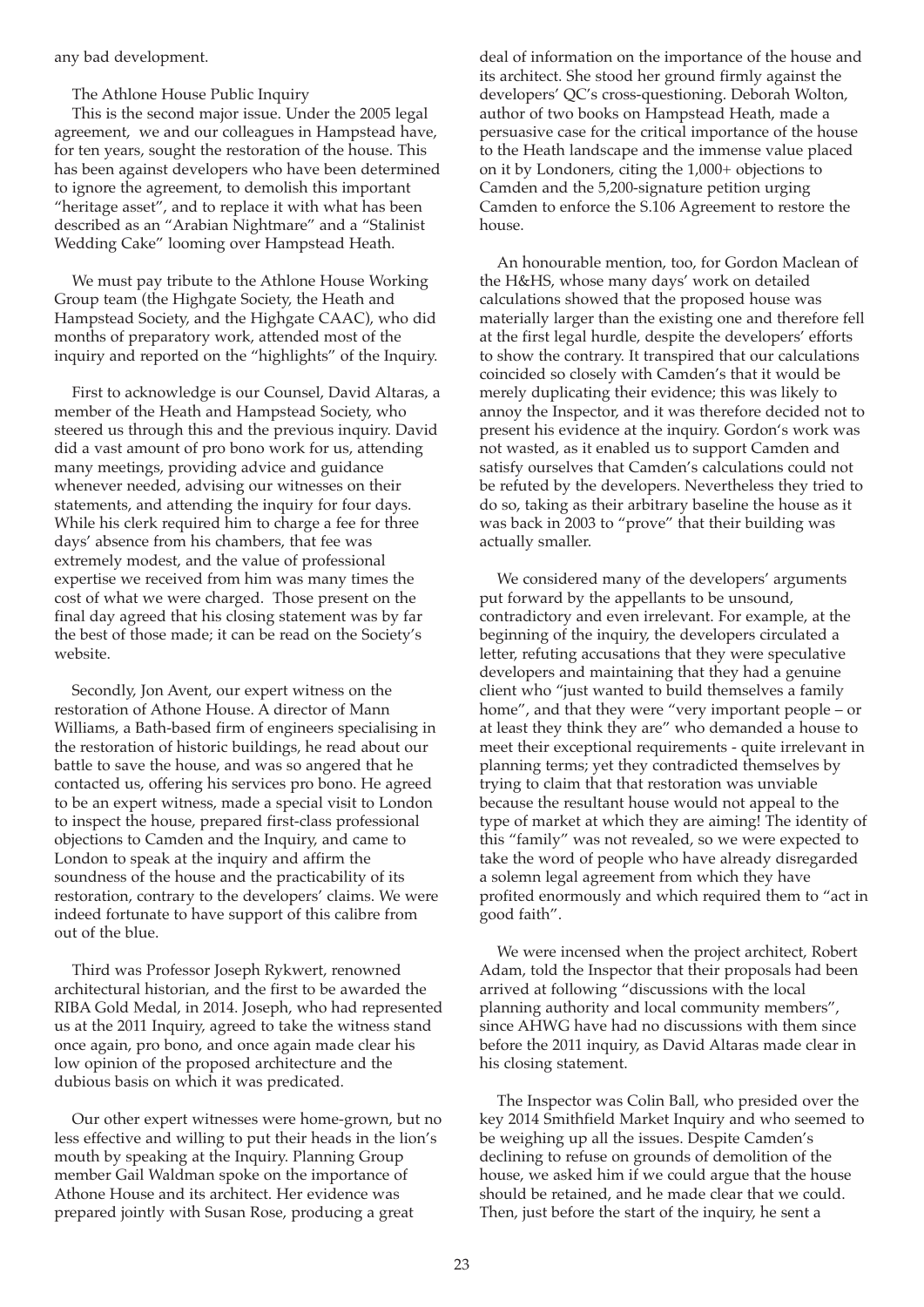any bad development.

## The Athlone House Public Inquiry

This is the second major issue. Under the 2005 legal agreement, we and our colleagues in Hampstead have, for ten years, sought the restoration of the house. This has been against developers who have been determined to ignore the agreement, to demolish this important "heritage asset", and to replace it with what has been described as an "Arabian Nightmare" and a "Stalinist Wedding Cake" looming over Hampstead Heath.

We must pay tribute to the Athlone House Working Group team (the Highgate Society, the Heath and Hampstead Society, and the Highgate CAAC), who did months of preparatory work, attended most of the inquiry and reported on the "highlights" of the Inquiry.

First to acknowledge is our Counsel, David Altaras, a member of the Heath and Hampstead Society, who steered us through this and the previous inquiry. David did a vast amount of pro bono work for us, attending many meetings, providing advice and guidance whenever needed, advising our witnesses on their statements, and attending the inquiry for four days. While his clerk required him to charge a fee for three days' absence from his chambers, that fee was extremely modest, and the value of professional expertise we received from him was many times the cost of what we were charged. Those present on the final day agreed that his closing statement was by far the best of those made; it can be read on the Society's website.

Secondly, Jon Avent, our expert witness on the restoration of Athone House. A director of Mann Williams, a Bath-based firm of engineers specialising in the restoration of historic buildings, he read about our battle to save the house, and was so angered that he contacted us, offering his services pro bono. He agreed to be an expert witness, made a special visit to London to inspect the house, prepared first-class professional objections to Camden and the Inquiry, and came to London to speak at the inquiry and affirm the soundness of the house and the practicability of its restoration, contrary to the developers' claims. We were indeed fortunate to have support of this calibre from out of the blue.

Third was Professor Joseph Rykwert, renowned architectural historian, and the first to be awarded the RIBA Gold Medal, in 2014. Joseph, who had represented us at the 2011 Inquiry, agreed to take the witness stand once again, pro bono, and once again made clear his low opinion of the proposed architecture and the dubious basis on which it was predicated.

Our other expert witnesses were home-grown, but no less effective and willing to put their heads in the lion's mouth by speaking at the Inquiry. Planning Group member Gail Waldman spoke on the importance of Athone House and its architect. Her evidence was prepared jointly with Susan Rose, producing a great deal of information on the importance of the house and its architect. She stood her ground firmly against the developers' QC's cross-questioning. Deborah Wolton, author of two books on Hampstead Heath, made a persuasive case for the critical importance of the house to the Heath landscape and the immense value placed on it by Londoners, citing the 1,000+ objections to Camden and the 5,200-signature petition urging Camden to enforce the S.106 Agreement to restore the house.

An honourable mention, too, for Gordon Maclean of the H&HS, whose many days' work on detailed calculations showed that the proposed house was materially larger than the existing one and therefore fell at the first legal hurdle, despite the developers' efforts to show the contrary. It transpired that our calculations coincided so closely with Camden's that it would be merely duplicating their evidence; this was likely to annoy the Inspector, and it was therefore decided not to present his evidence at the inquiry. Gordon's work was not wasted, as it enabled us to support Camden and satisfy ourselves that Camden's calculations could not be refuted by the developers. Nevertheless they tried to do so, taking as their arbitrary baseline the house as it was back in 2003 to "prove" that their building was actually smaller.

We considered many of the developers' arguments put forward by the appellants to be unsound, contradictory and even irrelevant. For example, at the beginning of the inquiry, the developers circulated a letter, refuting accusations that they were speculative developers and maintaining that they had a genuine client who "just wanted to build themselves a family home", and that they were "very important people – or at least they think they are" who demanded a house to meet their exceptional requirements - quite irrelevant in planning terms; yet they contradicted themselves by trying to claim that that restoration was unviable because the resultant house would not appeal to the type of market at which they are aiming! The identity of this "family" was not revealed, so we were expected to take the word of people who have already disregarded a solemn legal agreement from which they have profited enormously and which required them to "act in good faith".

We were incensed when the project architect, Robert Adam, told the Inspector that their proposals had been arrived at following "discussions with the local planning authority and local community members", since AHWG have had no discussions with them since before the 2011 inquiry, as David Altaras made clear in his closing statement.

The Inspector was Colin Ball, who presided over the key 2014 Smithfield Market Inquiry and who seemed to be weighing up all the issues. Despite Camden's declining to refuse on grounds of demolition of the house, we asked him if we could argue that the house should be retained, and he made clear that we could. Then, just before the start of the inquiry, he sent a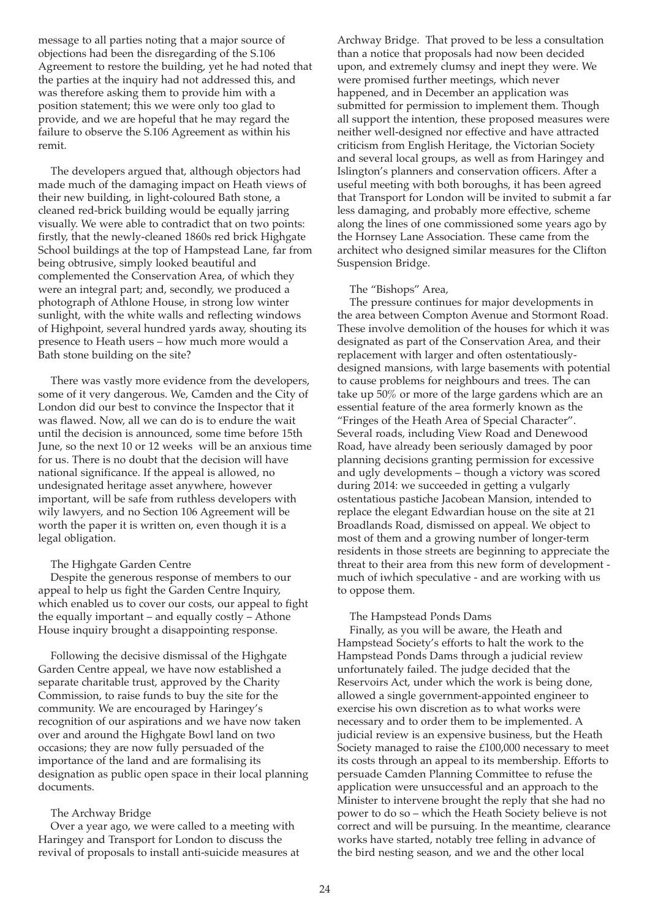message to all parties noting that a major source of objections had been the disregarding of the S.106 Agreement to restore the building, yet he had noted that the parties at the inquiry had not addressed this, and was therefore asking them to provide him with a position statement; this we were only too glad to provide, and we are hopeful that he may regard the failure to observe the S.106 Agreement as within his remit.

The developers argued that, although objectors had made much of the damaging impact on Heath views of their new building, in light-coloured Bath stone, a cleaned red-brick building would be equally jarring visually. We were able to contradict that on two points: firstly, that the newly-cleaned 1860s red brick Highgate School buildings at the top of Hampstead Lane, far from being obtrusive, simply looked beautiful and complemented the Conservation Area, of which they were an integral part; and, secondly, we produced a photograph of Athlone House, in strong low winter sunlight, with the white walls and reflecting windows of Highpoint, several hundred yards away, shouting its presence to Heath users – how much more would a Bath stone building on the site?

There was vastly more evidence from the developers, some of it very dangerous. We, Camden and the City of London did our best to convince the Inspector that it was flawed. Now, all we can do is to endure the wait until the decision is announced, some time before 15th June, so the next 10 or 12 weeks will be an anxious time for us. There is no doubt that the decision will have national significance. If the appeal is allowed, no undesignated heritage asset anywhere, however important, will be safe from ruthless developers with wily lawyers, and no Section 106 Agreement will be worth the paper it is written on, even though it is a legal obligation.

### The Highgate Garden Centre

Despite the generous response of members to our appeal to help us fight the Garden Centre Inquiry, which enabled us to cover our costs, our appeal to fight the equally important – and equally costly – Athone House inquiry brought a disappointing response.

Following the decisive dismissal of the Highgate Garden Centre appeal, we have now established a separate charitable trust, approved by the Charity Commission, to raise funds to buy the site for the community. We are encouraged by Haringey's recognition of our aspirations and we have now taken over and around the Highgate Bowl land on two occasions; they are now fully persuaded of the importance of the land and are formalising its designation as public open space in their local planning documents.

### The Archway Bridge

Over a year ago, we were called to a meeting with Haringey and Transport for London to discuss the revival of proposals to install anti-suicide measures at Archway Bridge. That proved to be less a consultation than a notice that proposals had now been decided upon, and extremely clumsy and inept they were. We were promised further meetings, which never happened, and in December an application was submitted for permission to implement them. Though all support the intention, these proposed measures were neither well-designed nor effective and have attracted criticism from English Heritage, the Victorian Society and several local groups, as well as from Haringey and Islington's planners and conservation officers. After a useful meeting with both boroughs, it has been agreed that Transport for London will be invited to submit a far less damaging, and probably more effective, scheme along the lines of one commissioned some years ago by the Hornsey Lane Association. These came from the architect who designed similar measures for the Clifton Suspension Bridge.

### The "Bishops" Area,

The pressure continues for major developments in the area between Compton Avenue and Stormont Road. These involve demolition of the houses for which it was designated as part of the Conservation Area, and their replacement with larger and often ostentatiously-designed mansions, with large basements with potential to cause problems for neighbours and trees. The can take up 50% or more of the large gardens which are an essential feature of the area formerly known as the "Fringes of the Heath Area of Special Character". Several roads, including View Road and Denewood Road, have already been seriously damaged by poor planning decisions granting permission for excessive and ugly developments – though a victory was scored during 2014: we succeeded in getting a vulgarly ostentatious pastiche Jacobean Mansion, intended to replace the elegant Edwardian house on the site at 21 Broadlands Road, dismissed on appeal. We object to most of them and a growing number of longer-term residents in those streets are beginning to appreciate the threat to their area from this new form of development - much of iwhich speculative - and are working with us to oppose them.

### The Hampstead Ponds Dams

Finally, as you will be aware, the Heath and Hampstead Society's efforts to halt the work to the Hampstead Ponds Dams through a judicial review unfortunately failed. The judge decided that the Reservoirs Act, under which the work is being done, allowed a single government-appointed engineer to exercise his own discretion as to what works were necessary and to order them to be implemented. A judicial review is an expensive business, but the Heath Society managed to raise the £100,000 necessary to meet its costs through an appeal to its membership. Efforts to persuade Camden Planning Committee to refuse the application were unsuccessful and an approach to the Minister to intervene brought the reply that she had no power to do so – which the Heath Society believe is not correct and will be pursuing. In the meantime, clearance works have started, notably tree felling in advance of the bird nesting season, and we and the other local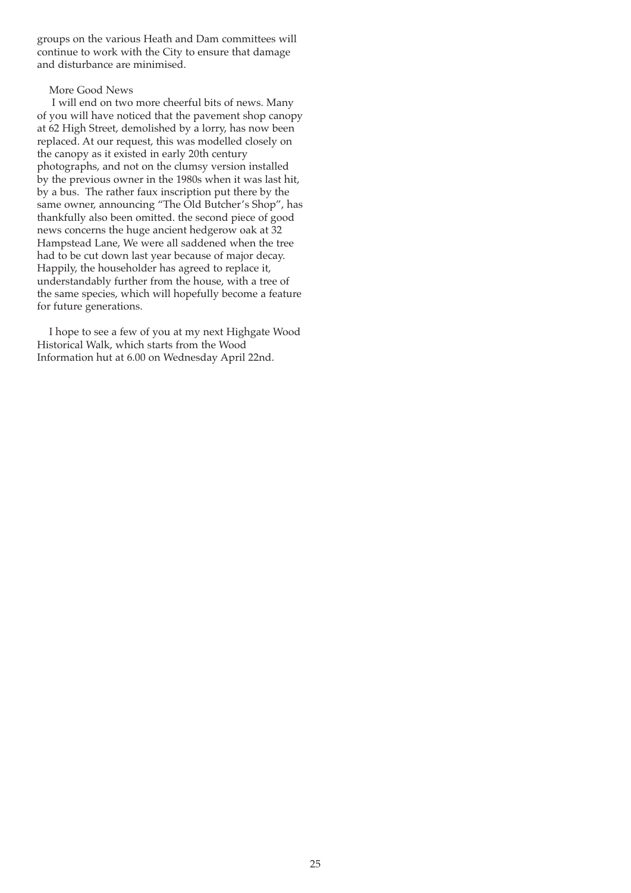groups on the various Heath and Dam committees will continue to work with the City to ensure that damage and disturbance are minimised.

More Good News

I will end on two more cheerful bits of news. Many of you will have noticed that the pavement shop canopy at 62 High Street, demolished by a lorry, has now been replaced. At our request, this was modelled closely on the canopy as it existed in early 20th century photographs, and not on the clumsy version installed by the previous owner in the 1980s when it was last hit, by a bus. The rather faux inscription put there by the same owner, announcing "The Old Butcher's Shop", has thankfully also been omitted. the second piece of good news concerns the huge ancient hedgerow oak at 32 Hampstead Lane, We were all saddened when the tree had to be cut down last year because of major decay. Happily, the householder has agreed to replace it, understandably further from the house, with a tree of the same species, which will hopefully become a feature for future generations.

I hope to see a few of you at my next Highgate Wood Historical Walk, which starts from the Wood Information hut at 6.00 on Wednesday April 22nd.